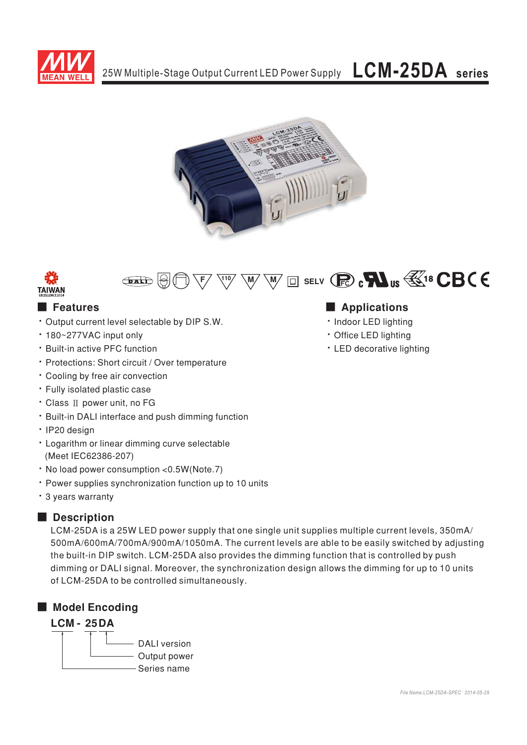# 25W Multiple-Stage Output Current LED Power Supply LCM-25DA series

## Features

- Output current level selectable by DIP S.W.
- 180~277VAC input only
- Built-in active PFC function
- Protections: Short circuit / Over temperature
- Cooling by free air convection
- Fully isolated plastic case
- Class Ⅱ power unit, no FG
- Built-in DALI interface and push dimming function
- IP20 design
- Logarithm or linear dimming curve selectable (Meet IEC62386-207)
- No load power consumption <0.5W(Note.7)
- Power supplies synchronization function up to 10 units
- 3 years warranty

## Applications

- Indoor LED lighting
- Office LED lighting
- LED decorative lighting

## Description

LCM-25DA is a 25W LED power supply that one single unit supplies multiple current levels, 350mA/ 500mA/600mA/700mA/900mA/1050mA. The current levels are able to be easily switched by adjusting the built-in DIP switch. LCM-25DA also provides the dimming function that is controlled by push dimming or DALI signal. Moreover, the synchronization design allows the dimming for up to 10 units of LCM-25DA to be controlled simultaneously.

## Model Encoding

**LCM - 25DA**

- DA: DALI version
- 25: Output power
- LCM: Series name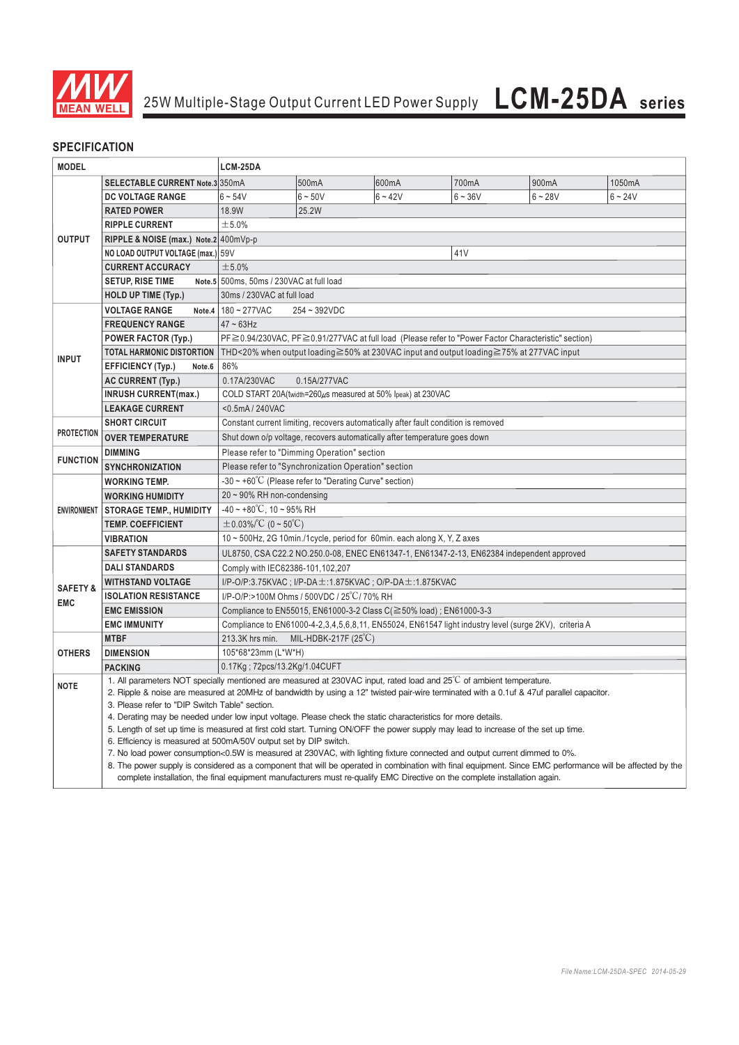# 25W Multiple-Stage Output Current LED Power Supply **LCM-25DA series**

## SPECIFICATION

| MODEL | | LCM-25DA | | | | | |
|---|---|---|---|---|---|---|---|
| OUTPUT | SELECTABLE CURRENT Note.3 | 350mA | 500mA | 600mA | 700mA | 900mA | 1050mA |
| | DC VOLTAGE RANGE | 6 ~ 54V | 6 ~ 50V | 6 ~ 42V | 6 ~ 36V | 6 ~ 28V | 6 ~ 24V |
| | RATED POWER | 18.9W | 25.2W | | | | |
| | RIPPLE CURRENT | ±5.0% | | | | | |
| | RIPPLE & NOISE (max.) Note.2 | 400mVp-p | | | | | |
| | NO LOAD OUTPUT VOLTAGE (max.) | 59V | | | 41V | | |
| | CURRENT ACCURACY | ±5.0% | | | | | |
| | SETUP, RISE TIME Note.5 | 500ms, 50ms / 230VAC at full load | | | | | |
| | HOLD UP TIME (Typ.) | 30ms / 230VAC at full load | | | | | |
| INPUT | VOLTAGE RANGE Note.4 | 180 ~ 277VAC 254 ~ 392VDC | | | | | |
| | FREQUENCY RANGE | 47 ~ 63Hz | | | | | |
| | POWER FACTOR (Typ.) | PF≧0.94/230VAC, PF≧0.91/277VAC at full load (Please refer to "Power Factor Characteristic" section) | | | | | |
| | TOTAL HARMONIC DISTORTION | THD<20% when output loading≧50% at 230VAC input and output loading≧75% at 277VAC input | | | | | |
| | EFFICIENCY (Typ.) Note.6 | 86% | | | | | |
| | AC CURRENT (Typ.) | 0.17A/230VAC 0.15A/277VAC | | | | | |
| | INRUSH CURRENT(max.) | COLD START 20A(twidth=260μs measured at 50% Ipeak) at 230VAC | | | | | |
| | LEAKAGE CURRENT | <0.5mA / 240VAC | | | | | |
| PROTECTION | SHORT CIRCUIT | Constant current limiting, recovers automatically after fault condition is removed | | | | | |
| | OVER TEMPERATURE | Shut down o/p voltage, recovers automatically after temperature goes down | | | | | |
| FUNCTION | DIMMING | Please refer to "Dimming Operation" section | | | | | |
| | SYNCHRONIZATION | Please refer to "Synchronization Operation" section | | | | | |
| ENVIRONMENT | WORKING TEMP. | -30 ~ +60℃ (Please refer to "Derating Curve" section) | | | | | |
| | WORKING HUMIDITY | 20 ~ 90% RH non-condensing | | | | | |
| | STORAGE TEMP., HUMIDITY | -40 ~ +80℃, 10 ~ 95% RH | | | | | |
| | TEMP. COEFFICIENT | ±0.03%/℃ (0 ~ 50℃) | | | | | |
| | VIBRATION | 10 ~ 500Hz, 2G 10min./1cycle, period for 60min. each along X, Y, Z axes | | | | | |
| SAFETY & EMC | SAFETY STANDARDS | UL8750, CSA C22.2 NO.250.0-08, ENEC EN61347-1, EN61347-2-13, EN62384 independent approved | | | | | |
| | DALI STANDARDS | Comply with IEC62386-101,102,207 | | | | | |
| | WITHSTAND VOLTAGE | I/P-O/P:3.75KVAC ; I/P-DA±:1.875KVAC ; O/P-DA±:1.875KVAC | | | | | |
| | ISOLATION RESISTANCE | I/P-O/P:>100M Ohms / 500VDC / 25℃/ 70% RH | | | | | |
| | EMC EMISSION | Compliance to EN55015, EN61000-3-2 Class C(≧50% load) ; EN61000-3-3 | | | | | |
| | EMC IMMUNITY | Compliance to EN61000-4-2,3,4,5,6,8,11, EN55024, EN61547 light industry level (surge 2KV), criteria A | | | | | |
| OTHERS | MTBF | 213.3K hrs min. MIL-HDBK-217F (25℃) | | | | | |
| | DIMENSION | 105*68*23mm (L*W*H) | | | | | |
| | PACKING | 0.17Kg ; 72pcs/13.2Kg/1.04CUFT | | | | | |

**NOTE**

1. All parameters NOT specially mentioned are measured at 230VAC input, rated load and 25℃ of ambient temperature.
2. Ripple & noise are measured at 20MHz of bandwidth by using a 12" twisted pair-wire terminated with a 0.1uf & 47uf parallel capacitor.
3. Please refer to "DIP Switch Table" section.
4. Derating may be needed under low input voltage. Please check the static characteristics for more details.
5. Length of set up time is measured at first cold start. Turning ON/OFF the power supply may lead to increase of the set up time.
6. Efficiency is measured at 500mA/50V output set by DIP switch.
7. No load power consumption<0.5W is measured at 230VAC, with lighting fixture connected and output current dimmed to 0%.
8. The power supply is considered as a component that will be operated in combination with final equipment. Since EMC performance will be affected by the complete installation, the final equipment manufacturers must re-qualify EMC Directive on the complete installation again.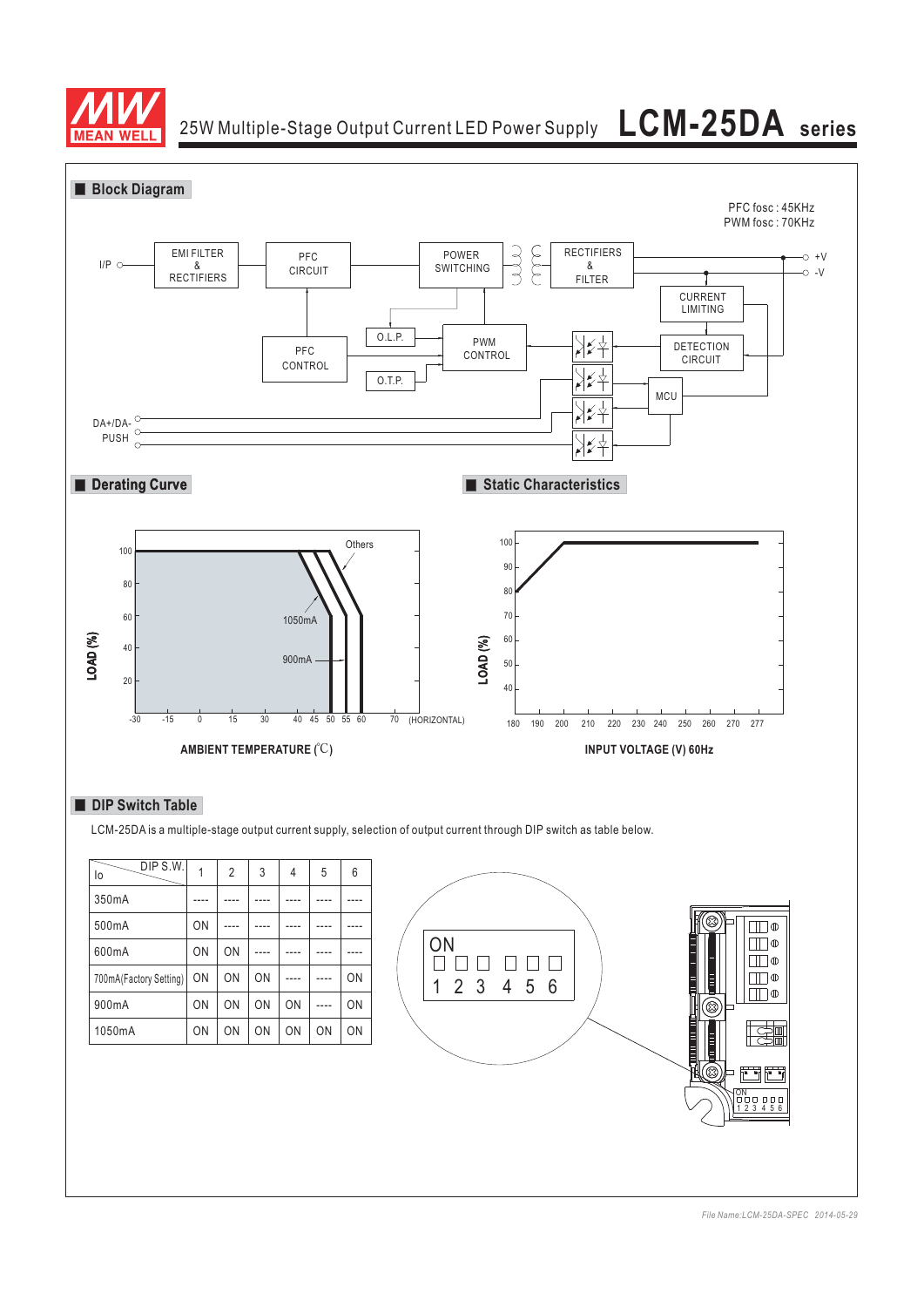# 25W Multiple-Stage Output Current LED Power Supply LCM-25DA series

## Block Diagram

PFC fosc : 45KHz
PWM fosc : 70KHz

I/P
EMI FILTER & RECTIFIERS
PFC CIRCUIT
POWER SWITCHING
RECTIFIERS & FILTER
+V
-V
CURRENT LIMITING
O.L.P.
PFC CONTROL
PWM CONTROL
DETECTION CIRCUIT
O.T.P.
MCU
DA+/DA-
PUSH

## Derating Curve

100
80
60
40
20
-30 -15 0 15 30 40 45 50 55 60 70 (HORIZONTAL)
Others
1050mA
900mA
LOAD (%)
AMBIENT TEMPERATURE (℃)

## Static Characteristics

100
90
80
70
60
50
40
180 190 200 210 220 230 240 250 260 270 277
LOAD (%)
INPUT VOLTAGE (V) 60Hz

## DIP Switch Table

LCM-25DA is a multiple-stage output current supply, selection of output current through DIP switch as table below.

| Io \ DIP S.W. | 1 | 2 | 3 | 4 | 5 | 6 |
|---|---|---|---|---|---|---|
| 350mA | ---- | ---- | ---- | ---- | ---- | ---- |
| 500mA | ON | ---- | ---- | ---- | ---- | ---- |
| 600mA | ON | ON | ---- | ---- | ---- | ---- |
| 700mA(Factory Setting) | ON | ON | ON | ---- | ---- | ON |
| 900mA | ON | ON | ON | ON | ---- | ON |
| 1050mA | ON | ON | ON | ON | ON | ON |

ON
1 2 3 4 5 6

File Name:LCM-25DA-SPEC 2014-05-29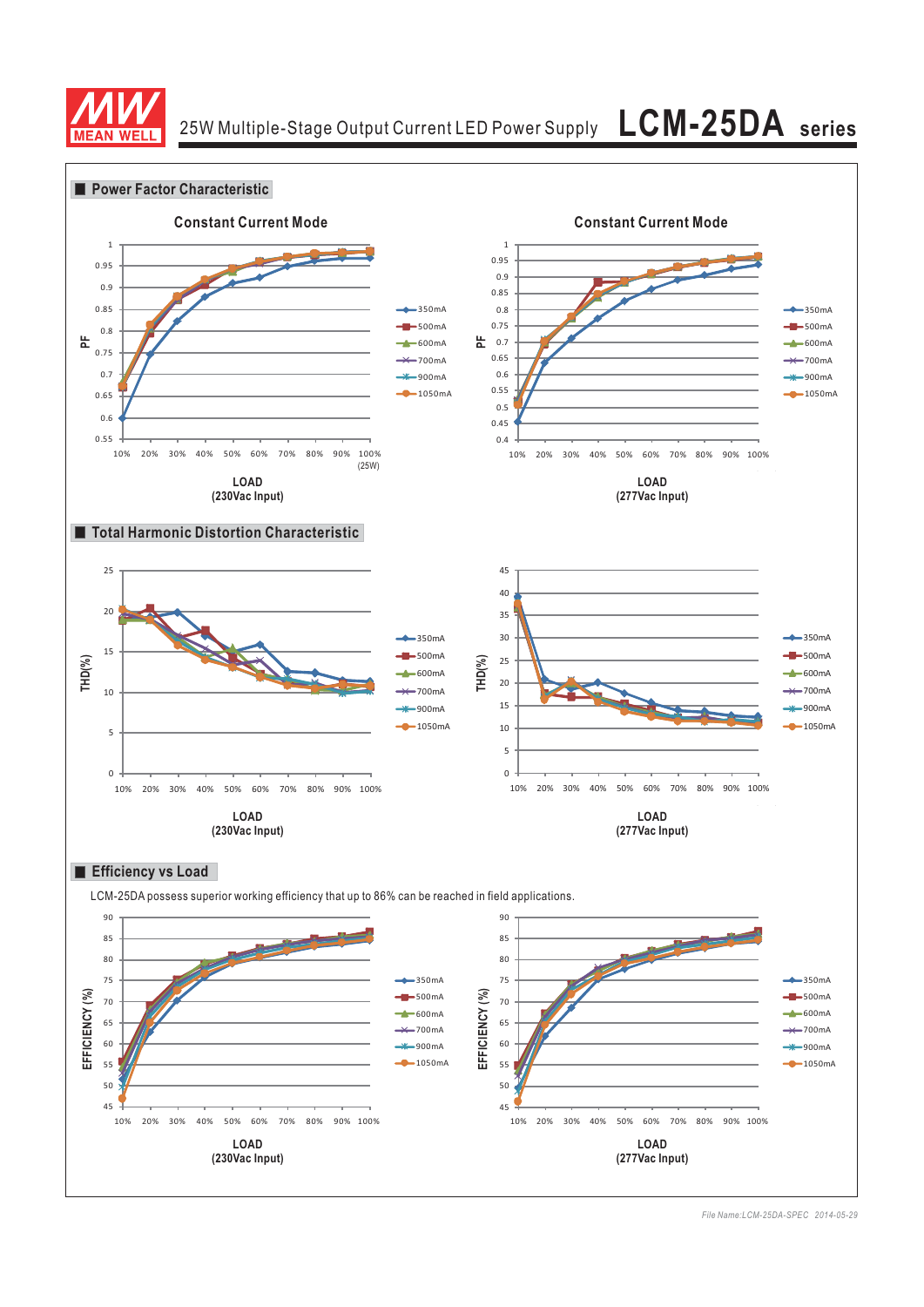## Power Factor Characteristic

Constant Current Mode

PF

1
0.95
0.9
0.85
0.8
0.75
0.7
0.65
0.6
0.55

10% 20% 30% 40% 50% 60% 70% 80% 90% 100% (25W)

LOAD
(230Vac Input)

350mA
500mA
600mA
700mA
900mA
1050mA

Constant Current Mode

PF

1
0.95
0.9
0.85
0.8
0.75
0.7
0.65
0.6
0.55
0.5
0.45
0.4

10% 20% 30% 40% 50% 60% 70% 80% 90% 100%

LOAD
(277Vac Input)

350mA
500mA
600mA
700mA
900mA
1050mA

## Total Harmonic Distortion Characteristic

THD(%)

25
20
15
10
5
0

10% 20% 30% 40% 50% 60% 70% 80% 90% 100%

LOAD
(230Vac Input)

350mA
500mA
600mA
700mA
900mA
1050mA

THD(%)

45
40
35
30
25
20
15
10
5
0

10% 20% 30% 40% 50% 60% 70% 80% 90% 100%

LOAD
(277Vac Input)

350mA
500mA
600mA
700mA
900mA
1050mA

## Efficiency vs Load

LCM-25DA possess superior working efficiency that up to 86% can be reached in field applications.

EFFICIENCY (%)

90
85
80
75
70
65
60
55
50
45

10% 20% 30% 40% 50% 60% 70% 80% 90% 100%

LOAD
(230Vac Input)

350mA
500mA
600mA
700mA
900mA
1050mA

EFFICIENCY (%)

90
85
80
75
70
65
60
55
50
45

10% 20% 30% 40% 50% 60% 70% 80% 90% 100%

LOAD
(277Vac Input)

350mA
500mA
600mA
700mA
900mA
1050mA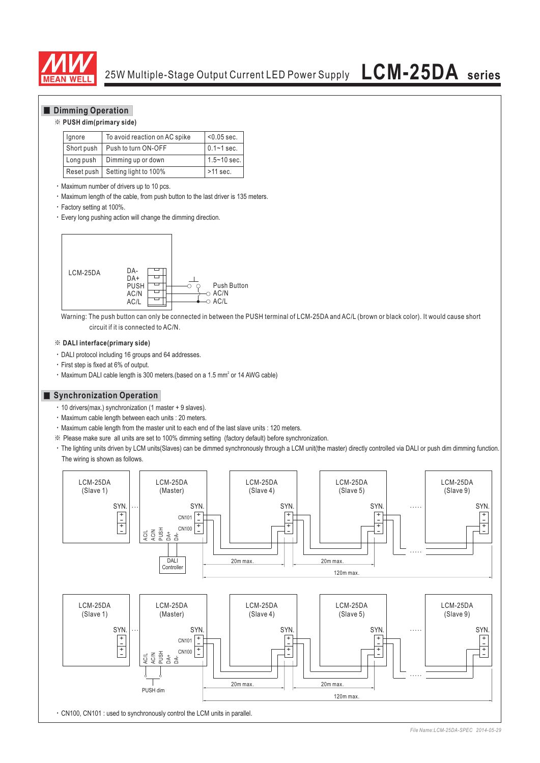## Dimming Operation

※ **PUSH dim(primary side)**

| | | |
|---|---|---|
| Ignore | To avoid reaction on AC spike | <0.05 sec. |
| Short push | Push to turn ON-OFF | 0.1~1 sec. |
| Long push | Dimming up or down | 1.5~10 sec. |
| Reset push | Setting light to 100% | >11 sec. |

- Maximum number of drivers up to 10 pcs.
- Maximum length of the cable, from push button to the last driver is 135 meters.
- Factory setting at 100%.
- Every long pushing action will change the dimming direction.

LCM-25DA
DA-
DA+
PUSH
AC/N
AC/L
Push Button
AC/N
AC/L

Warning: The push button can only be connected in between the PUSH terminal of LCM-25DA and AC/L (brown or black color). It would cause short circuit if it is connected to AC/N.

※ **DALI interface(primary side)**

- DALI protocol including 16 groups and 64 addresses.
- First step is fixed at 6% of output.
- Maximum DALI cable length is 300 meters.(based on a 1.5 mm$^2$ or 14 AWG cable)

## Synchronization Operation

- 10 drivers(max.) synchronization (1 master + 9 slaves).
- Maximum cable length between each units : 20 meters.
- Maximum cable length from the master unit to each end of the last slave units : 120 meters.

※ Please make sure all units are set to 100% dimming setting (factory default) before synchronization.

- The lighting units driven by LCM units(Slaves) can be dimmed synchronously through a LCM unit(the master) directly controlled via DALI or push dim dimming function. The wiring is shown as follows.

LCM-25DA (Slave 1) SYN.
LCM-25DA (Master) SYN. CN101 CN100
AC/L AC/N PUSH DA+ DA-
DALI Controller
LCM-25DA (Slave 4) SYN.
LCM-25DA (Slave 5) SYN.
LCM-25DA (Slave 9) SYN.
20m max.
20m max.
120m max.

LCM-25DA (Slave 1) SYN.
LCM-25DA (Master) SYN. CN101 CN100
AC/L AC/N PUSH DA+ DA-
PUSH dim
LCM-25DA (Slave 4) SYN.
LCM-25DA (Slave 5) SYN.
LCM-25DA (Slave 9) SYN.
20m max.
20m max.
120m max.

- CN100, CN101 : used to synchronously control the LCM units in parallel.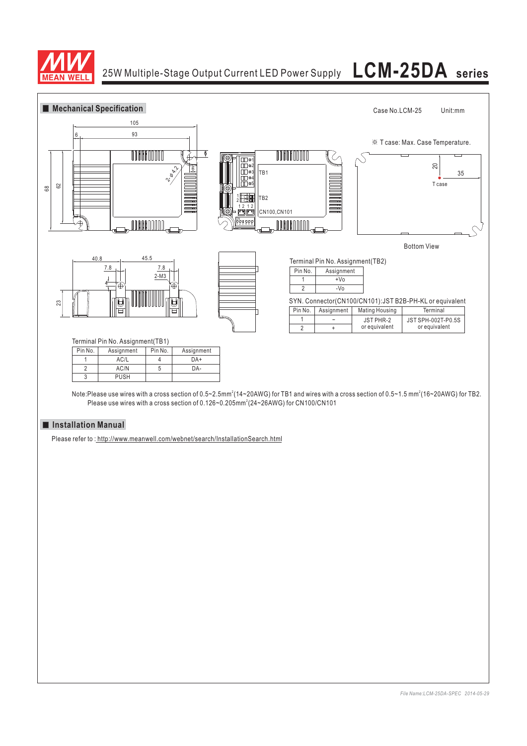## Mechanical Specification

Case No.LCM-25　　Unit:mm

※ T case: Max. Case Temperature.

105
93
6
68
62
2-φ4.2
6
TB1
TB2
CN100,CN101
20
35
T case
Bottom View
40.8
45.5
7.8
7.8
2-M3
4
23

Terminal Pin No. Assignment(TB2)

| Pin No. | Assignment |
|---|---|
| 1 | +Vo |
| 2 | -Vo |

SYN. Connector(CN100/CN101):JST B2B-PH-KL or equivalent

| Pin No. | Assignment | Mating Housing | Terminal |
|---|---|---|---|
| 1 | – | JST PHR-2 or equivalent | JST SPH-002T-P0.5S or equivalent |
| 2 | + | | |

Terminal Pin No. Assignment(TB1)

| Pin No. | Assignment | Pin No. | Assignment |
|---|---|---|---|
| 1 | AC/L | 4 | DA+ |
| 2 | AC/N | 5 | DA- |
| 3 | PUSH | | |

Note:Please use wires with a cross section of 0.5~2.5mm²(14~20AWG) for TB1 and wires with a cross section of 0.5~1.5 mm²(16~20AWG) for TB2.
Please use wires with a cross section of 0.126~0.205mm²(24~26AWG) for CN100/CN101

## Installation Manual

Please refer to : http://www.meanwell.com/webnet/search/InstallationSearch.html